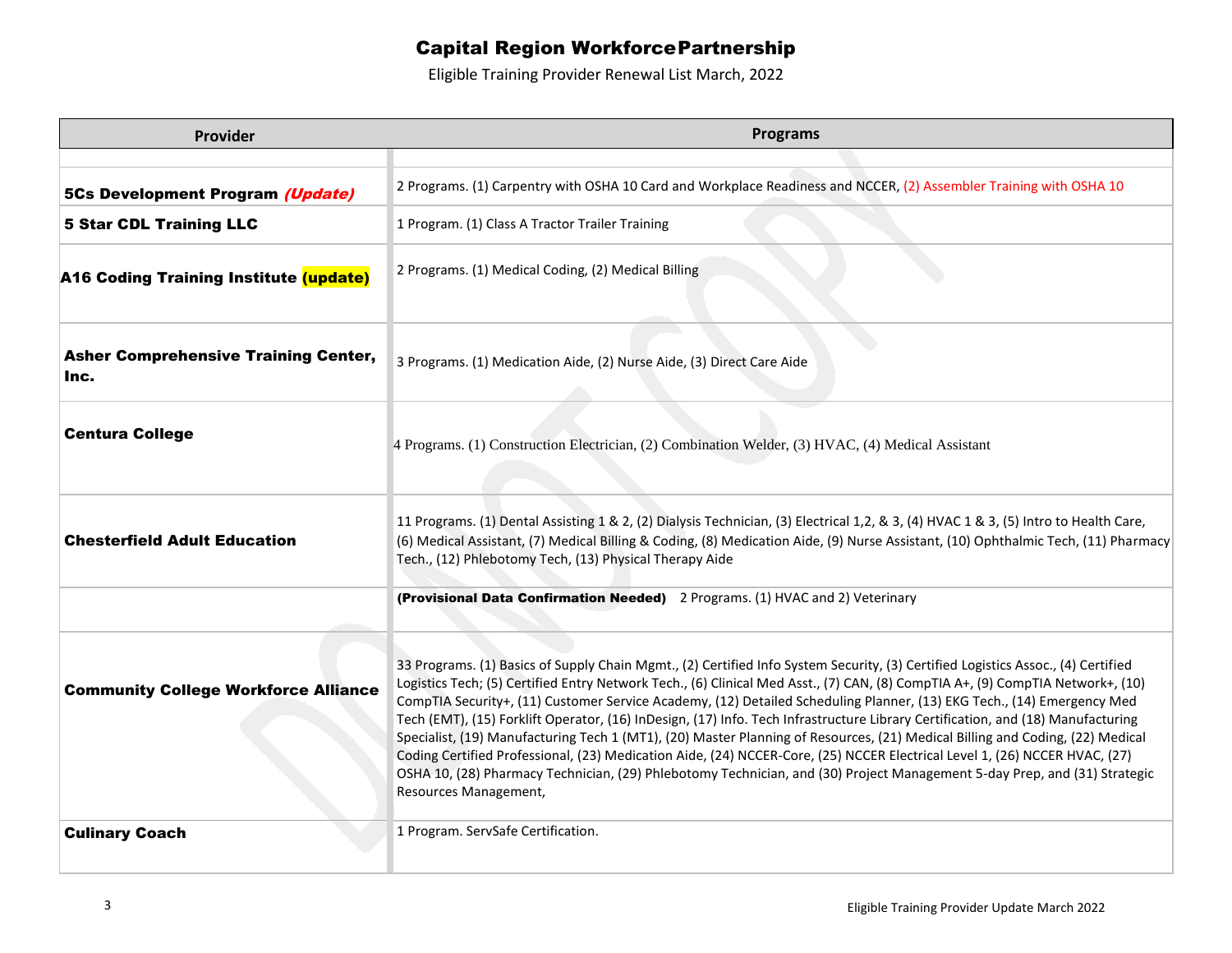# Capital Region Workforce Partnership

Eligible Training Provider Renewal List March, 2022

| Provider | Programs |
|---|---|
| | |
| **5Cs Development Program** ***(Update)*** | 2 Programs. (1) Carpentry with OSHA 10 Card and Workplace Readiness and NCCER, (2) Assembler Training with OSHA 10 |
| **5 Star CDL Training LLC** | 1 Program. (1) Class A Tractor Trailer Training |
| **A16 Coding Training Institute (update)** | 2 Programs. (1) Medical Coding, (2) Medical Billing |
| **Asher Comprehensive Training Center, Inc.** | 3 Programs. (1) Medication Aide, (2) Nurse Aide, (3) Direct Care Aide |
| **Centura College** | 4 Programs. (1) Construction Electrician, (2) Combination Welder, (3) HVAC, (4) Medical Assistant |
| **Chesterfield Adult Education** | 11 Programs. (1) Dental Assisting 1 & 2, (2) Dialysis Technician, (3) Electrical 1,2, & 3, (4) HVAC 1 & 3, (5) Intro to Health Care, (6) Medical Assistant, (7) Medical Billing & Coding, (8) Medication Aide, (9) Nurse Assistant, (10) Ophthalmic Tech, (11) Pharmacy Tech., (12) Phlebotomy Tech, (13) Physical Therapy Aide |
| | **(Provisional Data Confirmation Needed)** 2 Programs. (1) HVAC and 2) Veterinary |
| **Community College Workforce Alliance** | 33 Programs. (1) Basics of Supply Chain Mgmt., (2) Certified Info System Security, (3) Certified Logistics Assoc., (4) Certified Logistics Tech; (5) Certified Entry Network Tech., (6) Clinical Med Asst., (7) CAN, (8) CompTIA A+, (9) CompTIA Network+, (10) CompTIA Security+, (11) Customer Service Academy, (12) Detailed Scheduling Planner, (13) EKG Tech., (14) Emergency Med Tech (EMT), (15) Forklift Operator, (16) InDesign, (17) Info. Tech Infrastructure Library Certification, and (18) Manufacturing Specialist, (19) Manufacturing Tech 1 (MT1), (20) Master Planning of Resources, (21) Medical Billing and Coding, (22) Medical Coding Certified Professional, (23) Medication Aide, (24) NCCER-Core, (25) NCCER Electrical Level 1, (26) NCCER HVAC, (27) OSHA 10, (28) Pharmacy Technician, (29) Phlebotomy Technician, and (30) Project Management 5-day Prep, and (31) Strategic Resources Management, |
| **Culinary Coach** | 1 Program. ServSafe Certification. |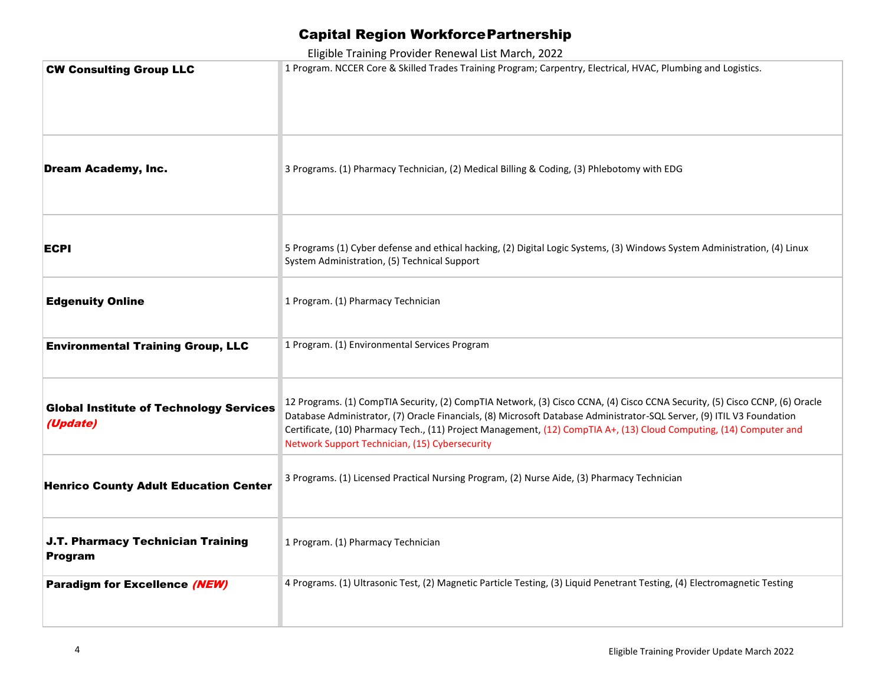# Capital Region Workforce Partnership

Eligible Training Provider Renewal List March, 2022

| Provider | Programs |
|---|---|
| **CW Consulting Group LLC** | 1 Program. NCCER Core & Skilled Trades Training Program; Carpentry, Electrical, HVAC, Plumbing and Logistics. |
| **Dream Academy, Inc.** | 3 Programs. (1) Pharmacy Technician, (2) Medical Billing & Coding, (3) Phlebotomy with EDG |
| **ECPI** | 5 Programs (1) Cyber defense and ethical hacking, (2) Digital Logic Systems, (3) Windows System Administration, (4) Linux System Administration, (5) Technical Support |
| **Edgenuity Online** | 1 Program. (1) Pharmacy Technician |
| **Environmental Training Group, LLC** | 1 Program. (1) Environmental Services Program |
| **Global Institute of Technology Services *(Update)*** | 12 Programs. (1) CompTIA Security, (2) CompTIA Network, (3) Cisco CCNA, (4) Cisco CCNA Security, (5) Cisco CCNP, (6) Oracle Database Administrator, (7) Oracle Financials, (8) Microsoft Database Administrator-SQL Server, (9) ITIL V3 Foundation Certificate, (10) Pharmacy Tech., (11) Project Management, (12) CompTIA A+, (13) Cloud Computing, (14) Computer and Network Support Technician, (15) Cybersecurity |
| **Henrico County Adult Education Center** | 3 Programs. (1) Licensed Practical Nursing Program, (2) Nurse Aide, (3) Pharmacy Technician |
| **J.T. Pharmacy Technician Training Program** | 1 Program. (1) Pharmacy Technician |
| **Paradigm for Excellence *(NEW)*** | 4 Programs. (1) Ultrasonic Test, (2) Magnetic Particle Testing, (3) Liquid Penetrant Testing, (4) Electromagnetic Testing |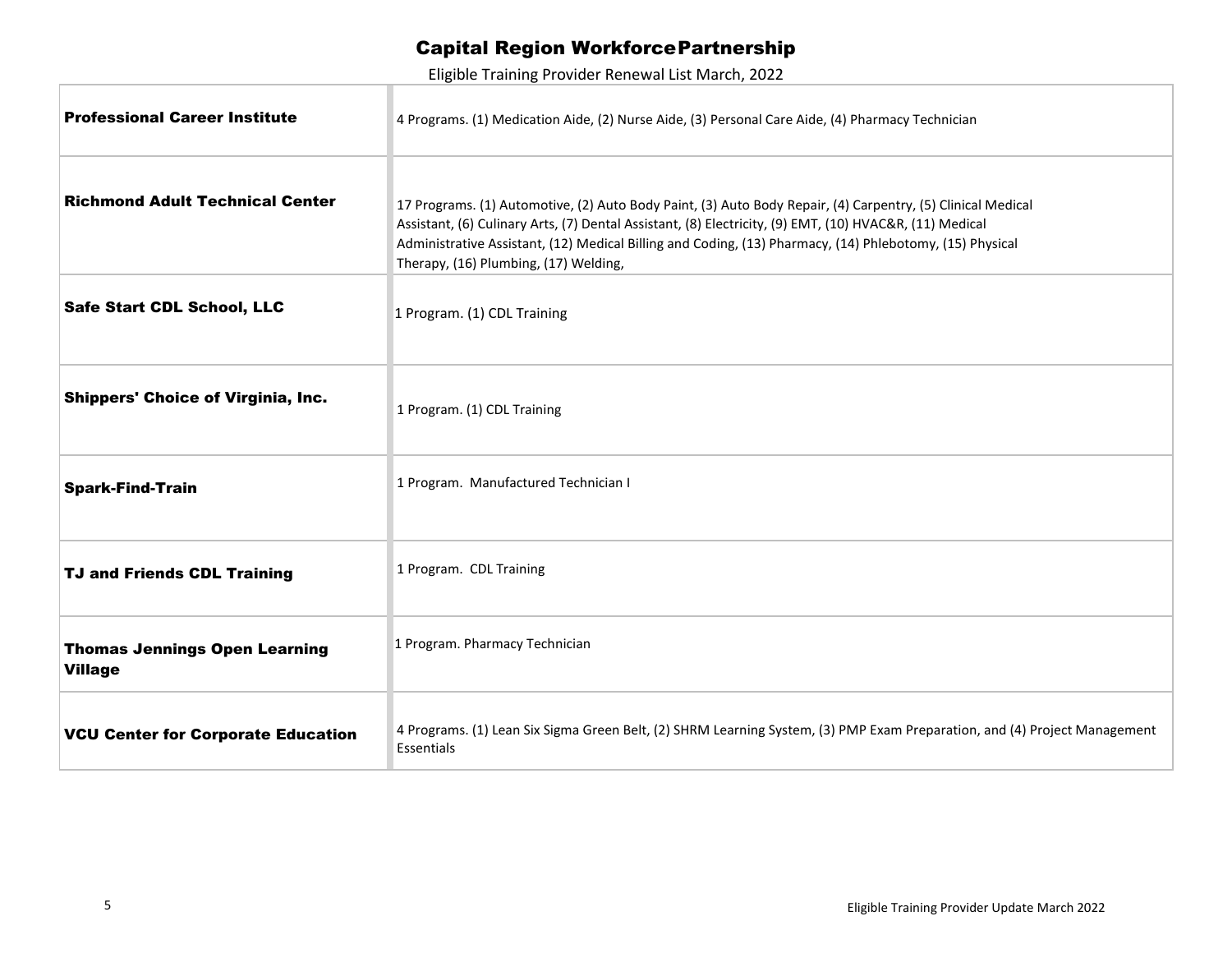## Capital Region Workforce Partnership

Eligible Training Provider Renewal List March, 2022

| | |
|---|---|
| **Professional Career Institute** | 4 Programs. (1) Medication Aide, (2) Nurse Aide, (3) Personal Care Aide, (4) Pharmacy Technician |
| **Richmond Adult Technical Center** | 17 Programs. (1) Automotive, (2) Auto Body Paint, (3) Auto Body Repair, (4) Carpentry, (5) Clinical Medical Assistant, (6) Culinary Arts, (7) Dental Assistant, (8) Electricity, (9) EMT, (10) HVAC&R, (11) Medical Administrative Assistant, (12) Medical Billing and Coding, (13) Pharmacy, (14) Phlebotomy, (15) Physical Therapy, (16) Plumbing, (17) Welding, |
| **Safe Start CDL School, LLC** | 1 Program. (1) CDL Training |
| **Shippers' Choice of Virginia, Inc.** | 1 Program. (1) CDL Training |
| **Spark-Find-Train** | 1 Program. Manufactured Technician I |
| **TJ and Friends CDL Training** | 1 Program. CDL Training |
| **Thomas Jennings Open Learning Village** | 1 Program. Pharmacy Technician |
| **VCU Center for Corporate Education** | 4 Programs. (1) Lean Six Sigma Green Belt, (2) SHRM Learning System, (3) PMP Exam Preparation, and (4) Project Management Essentials |